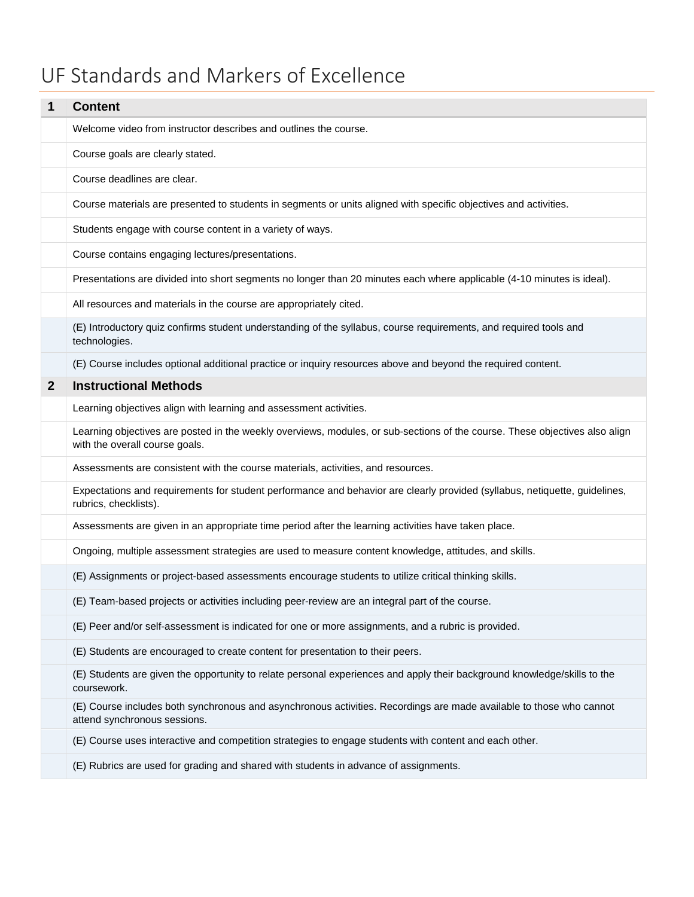# UF Standards and Markers of Excellence

| 1 | **Content** |
|---|---|
| | Welcome video from instructor describes and outlines the course. |
| | Course goals are clearly stated. |
| | Course deadlines are clear. |
| | Course materials are presented to students in segments or units aligned with specific objectives and activities. |
| | Students engage with course content in a variety of ways. |
| | Course contains engaging lectures/presentations. |
| | Presentations are divided into short segments no longer than 20 minutes each where applicable (4-10 minutes is ideal). |
| | All resources and materials in the course are appropriately cited. |
| | (E) Introductory quiz confirms student understanding of the syllabus, course requirements, and required tools and technologies. |
| | (E) Course includes optional additional practice or inquiry resources above and beyond the required content. |
| **2** | **Instructional Methods** |
| | Learning objectives align with learning and assessment activities. |
| | Learning objectives are posted in the weekly overviews, modules, or sub-sections of the course. These objectives also align with the overall course goals. |
| | Assessments are consistent with the course materials, activities, and resources. |
| | Expectations and requirements for student performance and behavior are clearly provided (syllabus, netiquette, guidelines, rubrics, checklists). |
| | Assessments are given in an appropriate time period after the learning activities have taken place. |
| | Ongoing, multiple assessment strategies are used to measure content knowledge, attitudes, and skills. |
| | (E) Assignments or project-based assessments encourage students to utilize critical thinking skills. |
| | (E) Team-based projects or activities including peer-review are an integral part of the course. |
| | (E) Peer and/or self-assessment is indicated for one or more assignments, and a rubric is provided. |
| | (E) Students are encouraged to create content for presentation to their peers. |
| | (E) Students are given the opportunity to relate personal experiences and apply their background knowledge/skills to the coursework. |
| | (E) Course includes both synchronous and asynchronous activities. Recordings are made available to those who cannot attend synchronous sessions. |
| | (E) Course uses interactive and competition strategies to engage students with content and each other. |
| | (E) Rubrics are used for grading and shared with students in advance of assignments. |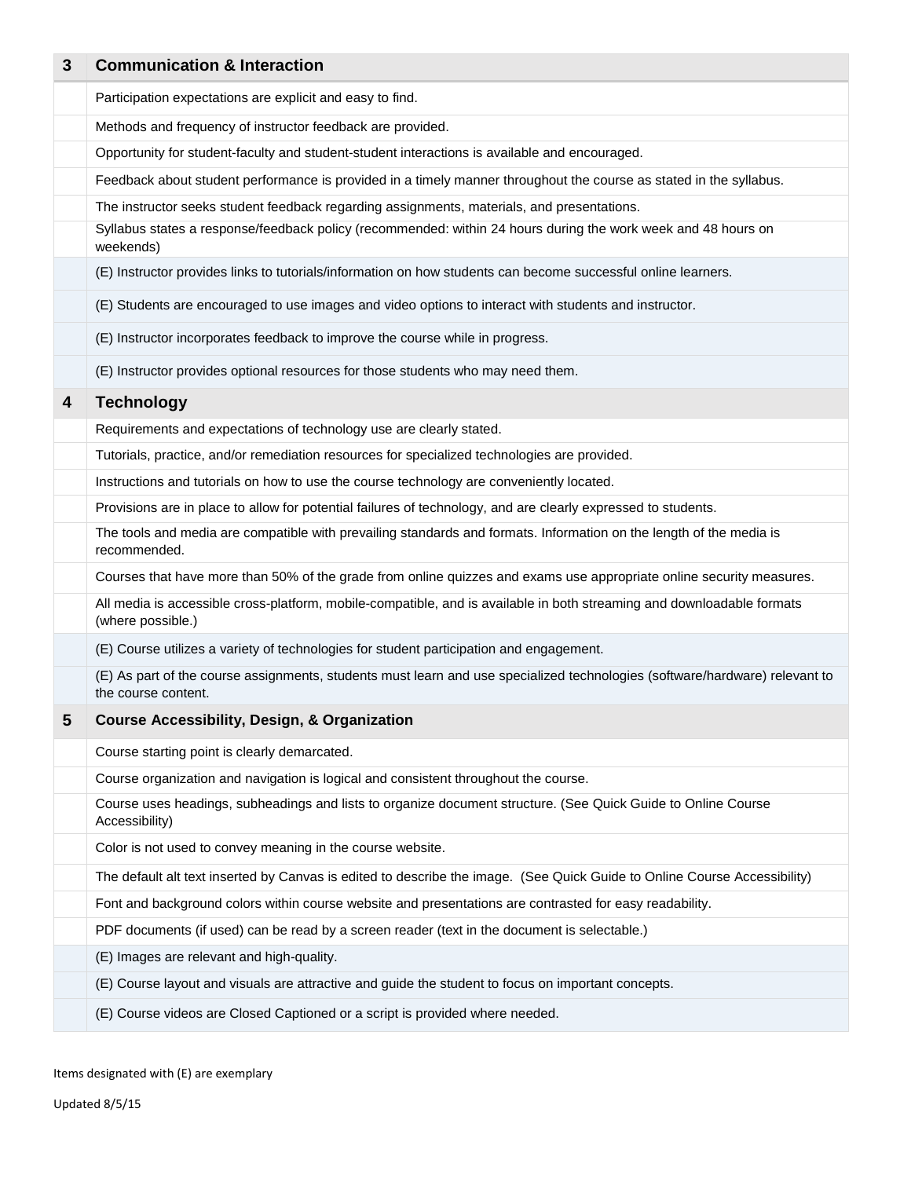| | |
|---|---|
| **3** | **Communication & Interaction** |
| | Participation expectations are explicit and easy to find. |
| | Methods and frequency of instructor feedback are provided. |
| | Opportunity for student-faculty and student-student interactions is available and encouraged. |
| | Feedback about student performance is provided in a timely manner throughout the course as stated in the syllabus. |
| | The instructor seeks student feedback regarding assignments, materials, and presentations. |
| | Syllabus states a response/feedback policy (recommended: within 24 hours during the work week and 48 hours on weekends) |
| | (E) Instructor provides links to tutorials/information on how students can become successful online learners. |
| | (E) Students are encouraged to use images and video options to interact with students and instructor. |
| | (E) Instructor incorporates feedback to improve the course while in progress. |
| | (E) Instructor provides optional resources for those students who may need them. |
| **4** | **Technology** |
| | Requirements and expectations of technology use are clearly stated. |
| | Tutorials, practice, and/or remediation resources for specialized technologies are provided. |
| | Instructions and tutorials on how to use the course technology are conveniently located. |
| | Provisions are in place to allow for potential failures of technology, and are clearly expressed to students. |
| | The tools and media are compatible with prevailing standards and formats. Information on the length of the media is recommended. |
| | Courses that have more than 50% of the grade from online quizzes and exams use appropriate online security measures. |
| | All media is accessible cross-platform, mobile-compatible, and is available in both streaming and downloadable formats (where possible.) |
| | (E) Course utilizes a variety of technologies for student participation and engagement. |
| | (E) As part of the course assignments, students must learn and use specialized technologies (software/hardware) relevant to the course content. |
| **5** | **Course Accessibility, Design, & Organization** |
| | Course starting point is clearly demarcated. |
| | Course organization and navigation is logical and consistent throughout the course. |
| | Course uses headings, subheadings and lists to organize document structure. (See Quick Guide to Online Course Accessibility) |
| | Color is not used to convey meaning in the course website. |
| | The default alt text inserted by Canvas is edited to describe the image. (See Quick Guide to Online Course Accessibility) |
| | Font and background colors within course website and presentations are contrasted for easy readability. |
| | PDF documents (if used) can be read by a screen reader (text in the document is selectable.) |
| | (E) Images are relevant and high-quality. |
| | (E) Course layout and visuals are attractive and guide the student to focus on important concepts. |
| | (E) Course videos are Closed Captioned or a script is provided where needed. |

Items designated with (E) are exemplary

Updated 8/5/15